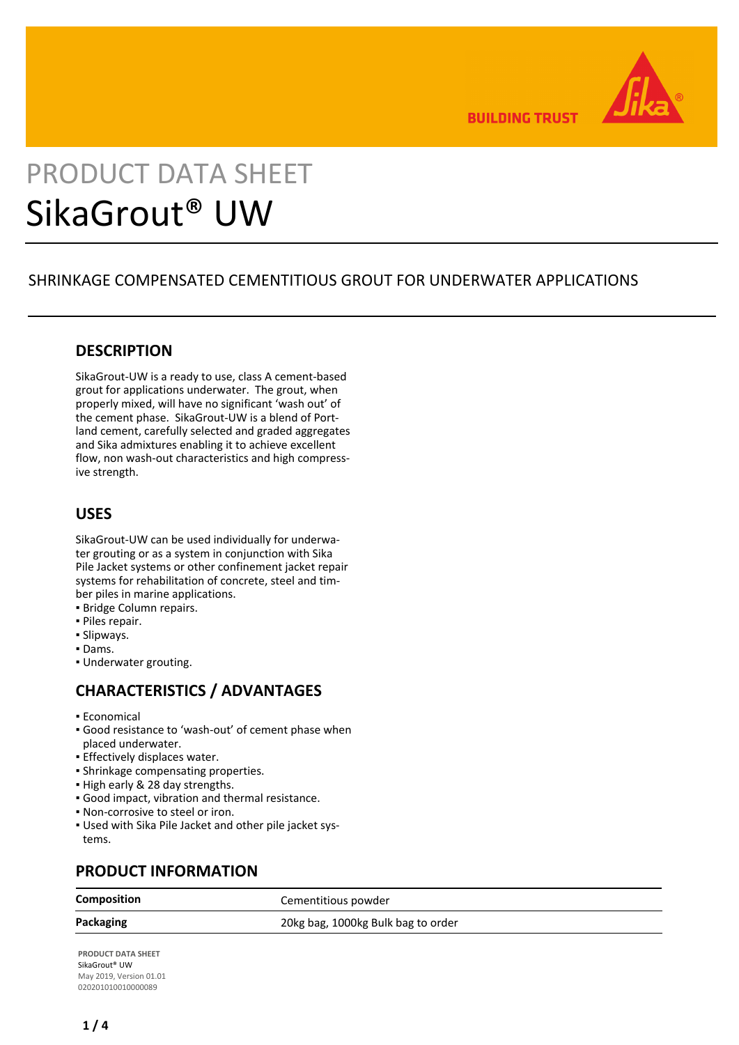# PRODUCT DATA SHEET
# SikaGrout® UW

SHRINKAGE COMPENSATED CEMENTITIOUS GROUT FOR UNDERWATER APPLICATIONS

## DESCRIPTION

SikaGrout-UW is a ready to use, class A cement-based grout for applications underwater. The grout, when properly mixed, will have no significant 'wash out' of the cement phase. SikaGrout-UW is a blend of Portland cement, carefully selected and graded aggregates and Sika admixtures enabling it to achieve excellent flow, non wash-out characteristics and high compressive strength.

## USES

SikaGrout-UW can be used individually for underwater grouting or as a system in conjunction with Sika Pile Jacket systems or other confinement jacket repair systems for rehabilitation of concrete, steel and timber piles in marine applications.

- Bridge Column repairs.
- Piles repair.
- Slipways.
- Dams.
- Underwater grouting.

## CHARACTERISTICS / ADVANTAGES

- Economical
- Good resistance to 'wash-out' of cement phase when placed underwater.
- Effectively displaces water.
- Shrinkage compensating properties.
- High early & 28 day strengths.
- Good impact, vibration and thermal resistance.
- Non-corrosive to steel or iron.
- Used with Sika Pile Jacket and other pile jacket systems.

## PRODUCT INFORMATION

| | |
|---|---|
| **Composition** | Cementitious powder |
| **Packaging** | 20kg bag, 1000kg Bulk bag to order |

**PRODUCT DATA SHEET**
SikaGrout® UW
May 2019, Version 01.01
020201010010000089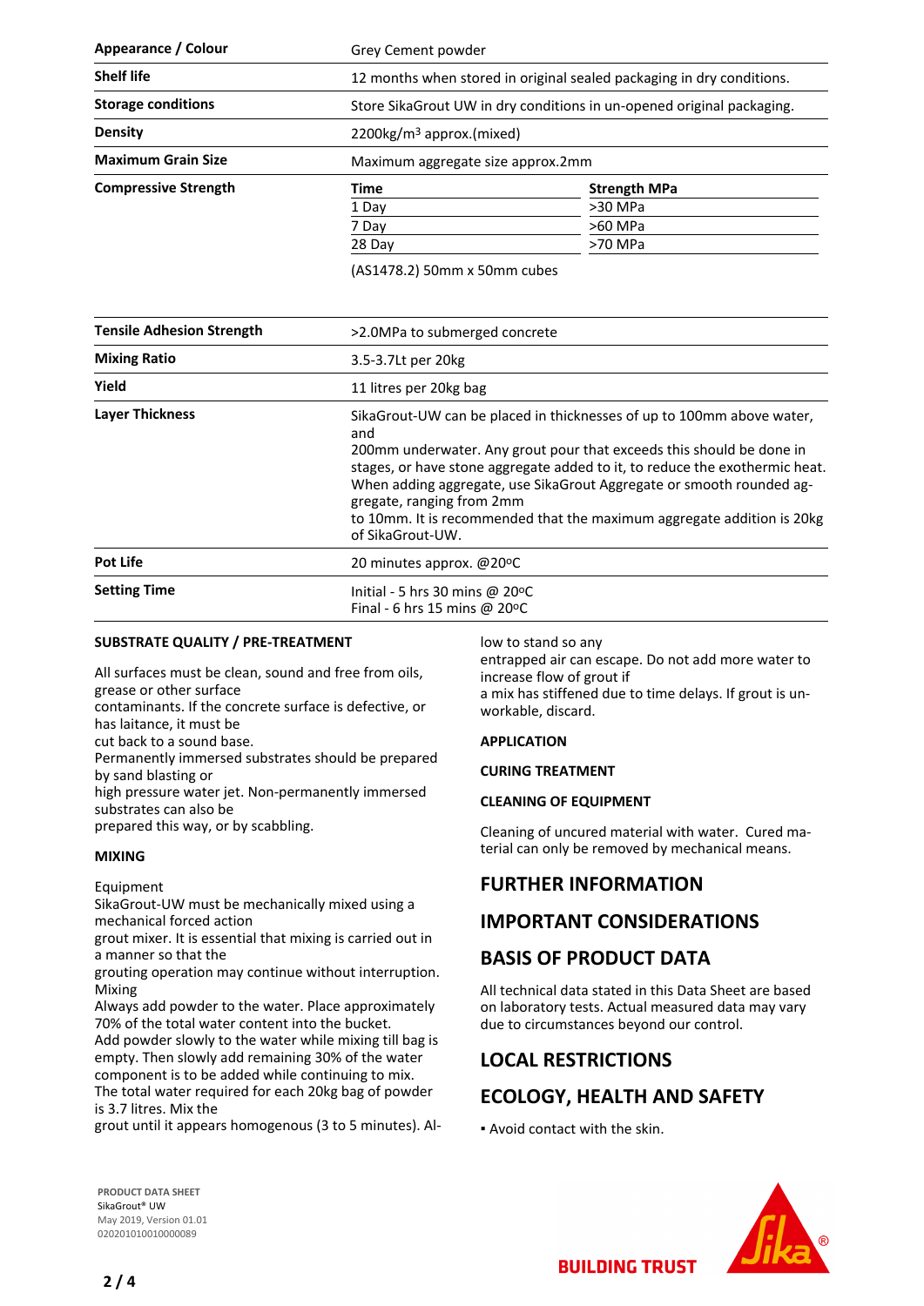| | |
|---|---|
| **Appearance / Colour** | Grey Cement powder |
| **Shelf life** | 12 months when stored in original sealed packaging in dry conditions. |
| **Storage conditions** | Store SikaGrout UW in dry conditions in un-opened original packaging. |
| **Density** | 2200kg/m³ approx.(mixed) |
| **Maximum Grain Size** | Maximum aggregate size approx.2mm |

**Compressive Strength**

| Time | Strength MPa |
|---|---|
| 1 Day | >30 MPa |
| 7 Day | >60 MPa |
| 28 Day | >70 MPa |

(AS1478.2) 50mm x 50mm cubes

| | |
|---|---|
| **Tensile Adhesion Strength** | >2.0MPa to submerged concrete |
| **Mixing Ratio** | 3.5-3.7Lt per 20kg |
| **Yield** | 11 litres per 20kg bag |
| **Layer Thickness** | SikaGrout-UW can be placed in thicknesses of up to 100mm above water, and 200mm underwater. Any grout pour that exceeds this should be done in stages, or have stone aggregate added to it, to reduce the exothermic heat. When adding aggregate, use SikaGrout Aggregate or smooth rounded aggregate, ranging from 2mm to 10mm. It is recommended that the maximum aggregate addition is 20kg of SikaGrout-UW. |
| **Pot Life** | 20 minutes approx. @20°C |
| **Setting Time** | Initial - 5 hrs 30 mins @ 20°C<br>Final - 6 hrs 15 mins @ 20°C |

### SUBSTRATE QUALITY / PRE-TREATMENT

All surfaces must be clean, sound and free from oils, grease or other surface contaminants. If the concrete surface is defective, or has laitance, it must be cut back to a sound base.
Permanently immersed substrates should be prepared by sand blasting or high pressure water jet. Non-permanently immersed substrates can also be prepared this way, or by scabbling.

### MIXING

Equipment
SikaGrout-UW must be mechanically mixed using a mechanical forced action grout mixer. It is essential that mixing is carried out in a manner so that the grouting operation may continue without interruption.
Mixing
Always add powder to the water. Place approximately 70% of the total water content into the bucket.
Add powder slowly to the water while mixing till bag is empty. Then slowly add remaining 30% of the water component is to be added while continuing to mix.
The total water required for each 20kg bag of powder is 3.7 litres. Mix the grout until it appears homogenous (3 to 5 minutes). Allow to stand so any entrapped air can escape. Do not add more water to increase flow of grout if a mix has stiffened due to time delays. If grout is unworkable, discard.

### APPLICATION

### CURING TREATMENT

### CLEANING OF EQUIPMENT

Cleaning of uncured material with water. Cured material can only be removed by mechanical means.

## FURTHER INFORMATION

## IMPORTANT CONSIDERATIONS

## BASIS OF PRODUCT DATA

All technical data stated in this Data Sheet are based on laboratory tests. Actual measured data may vary due to circumstances beyond our control.

## LOCAL RESTRICTIONS

## ECOLOGY, HEALTH AND SAFETY

- Avoid contact with the skin.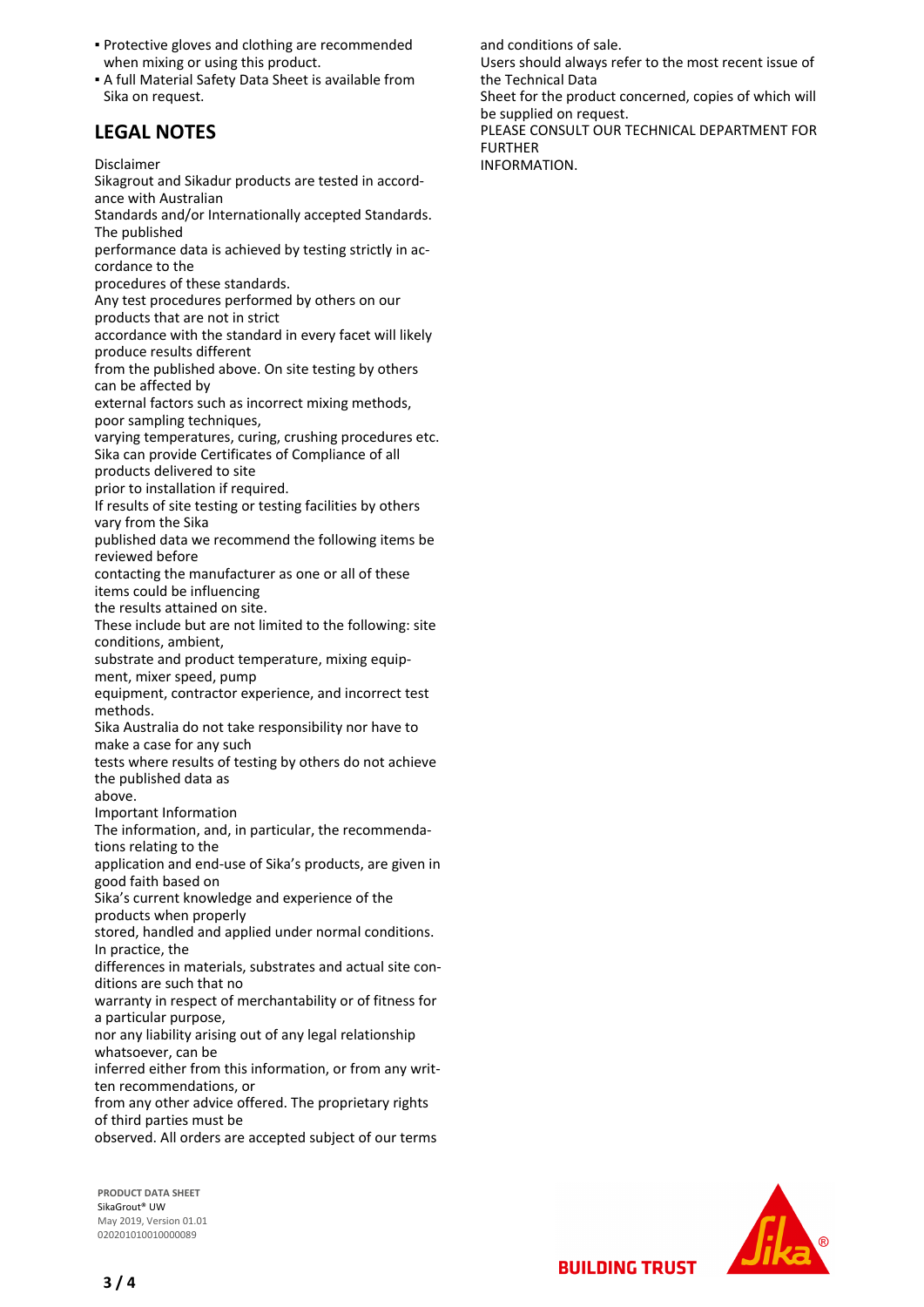- Protective gloves and clothing are recommended when mixing or using this product.
- A full Material Safety Data Sheet is available from Sika on request.

## LEGAL NOTES

Disclaimer
Sikagrout and Sikadur products are tested in accordance with Australian Standards and/or Internationally accepted Standards. The published performance data is achieved by testing strictly in accordance to the procedures of these standards.
Any test procedures performed by others on our products that are not in strict accordance with the standard in every facet will likely produce results different from the published above. On site testing by others can be affected by external factors such as incorrect mixing methods, poor sampling techniques, varying temperatures, curing, crushing procedures etc.
Sika can provide Certificates of Compliance of all products delivered to site prior to installation if required.
If results of site testing or testing facilities by others vary from the Sika published data we recommend the following items be reviewed before contacting the manufacturer as one or all of these items could be influencing the results attained on site.
These include but are not limited to the following: site conditions, ambient, substrate and product temperature, mixing equipment, mixer speed, pump equipment, contractor experience, and incorrect test methods.
Sika Australia do not take responsibility nor have to make a case for any such tests where results of testing by others do not achieve the published data as above.
Important Information
The information, and, in particular, the recommendations relating to the application and end-use of Sika's products, are given in good faith based on Sika's current knowledge and experience of the products when properly stored, handled and applied under normal conditions. In practice, the differences in materials, substrates and actual site conditions are such that no warranty in respect of merchantability or of fitness for a particular purpose, nor any liability arising out of any legal relationship whatsoever, can be inferred either from this information, or from any written recommendations, or from any other advice offered. The proprietary rights of third parties must be observed. All orders are accepted subject of our terms and conditions of sale.
Users should always refer to the most recent issue of the Technical Data Sheet for the product concerned, copies of which will be supplied on request.
PLEASE CONSULT OUR TECHNICAL DEPARTMENT FOR FURTHER INFORMATION.

**PRODUCT DATA SHEET**
SikaGrout® UW
May 2019, Version 01.01
020201010010000089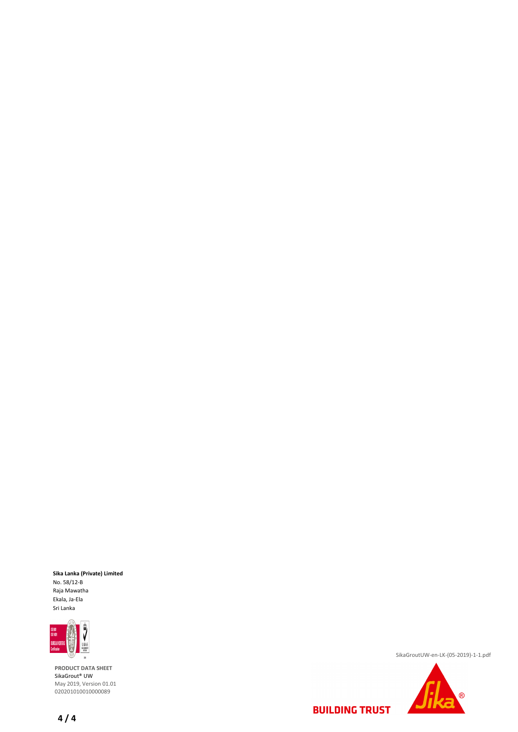**Sika Lanka (Private) Limited**
No. 58/12-B
Raja Mawatha
Ekala, Ja-Ela
Sri Lanka

**PRODUCT DATA SHEET**
SikaGrout® UW
May 2019, Version 01.01
020201010010000089

SikaGroutUW-en-LK-(05-2019)-1-1.pdf

**BUILDING TRUST**